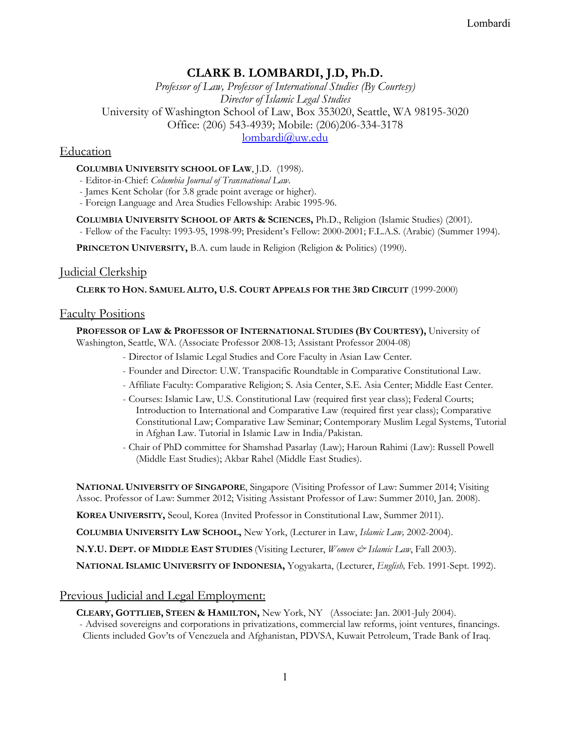# CLARK B. LOMBARDI, J.D, Ph.D.

*Professor of Law, Professor of International Studies (By Courtesy)*
*Director of Islamic Legal Studies*
University of Washington School of Law, Box 353020, Seattle, WA 98195-3020
Office: (206) 543-4939; Mobile: (206)206-334-3178
lombardi@uw.edu

## Education

**COLUMBIA UNIVERSITY SCHOOL OF LAW**, J.D. (1998).
- Editor-in-Chief: *Columbia Journal of Transnational Law*.
- James Kent Scholar (for 3.8 grade point average or higher).
- Foreign Language and Area Studies Fellowship: Arabic 1995-96.

**COLUMBIA UNIVERSITY SCHOOL OF ARTS & SCIENCES,** Ph.D., Religion (Islamic Studies) (2001).
- Fellow of the Faculty: 1993-95, 1998-99; President's Fellow: 2000-2001; F.L.A.S. (Arabic) (Summer 1994).

**PRINCETON UNIVERSITY,** B.A. cum laude in Religion (Religion & Politics) (1990).

## Judicial Clerkship

**CLERK TO HON. SAMUEL ALITO, U.S. COURT APPEALS FOR THE 3RD CIRCUIT** (1999-2000)

## Faculty Positions

**PROFESSOR OF LAW & PROFESSOR OF INTERNATIONAL STUDIES (BY COURTESY),** University of Washington, Seattle, WA. (Associate Professor 2008-13; Assistant Professor 2004-08)

- Director of Islamic Legal Studies and Core Faculty in Asian Law Center.
- Founder and Director: U.W. Transpacific Roundtable in Comparative Constitutional Law.
- Affiliate Faculty: Comparative Religion; S. Asia Center, S.E. Asia Center; Middle East Center.
- Courses: Islamic Law, U.S. Constitutional Law (required first year class); Federal Courts; Introduction to International and Comparative Law (required first year class); Comparative Constitutional Law; Comparative Law Seminar; Contemporary Muslim Legal Systems, Tutorial in Afghan Law. Tutorial in Islamic Law in India/Pakistan.
- Chair of PhD committee for Shamshad Pasarlay (Law); Haroun Rahimi (Law): Russell Powell (Middle East Studies); Akbar Rahel (Middle East Studies).

**NATIONAL UNIVERSITY OF SINGAPORE**, Singapore (Visiting Professor of Law: Summer 2014; Visiting Assoc. Professor of Law: Summer 2012; Visiting Assistant Professor of Law: Summer 2010, Jan. 2008).

**KOREA UNIVERSITY,** Seoul, Korea (Invited Professor in Constitutional Law, Summer 2011).

**COLUMBIA UNIVERSITY LAW SCHOOL,** New York, (Lecturer in Law, *Islamic Law,* 2002-2004).

**N.Y.U. DEPT. OF MIDDLE EAST STUDIES** (Visiting Lecturer, *Women & Islamic Law*, Fall 2003).

**NATIONAL ISLAMIC UNIVERSITY OF INDONESIA,** Yogyakarta, (Lecturer, *English,* Feb. 1991-Sept. 1992).

## Previous Judicial and Legal Employment:

**CLEARY, GOTTLIEB, STEEN & HAMILTON,** New York, NY (Associate: Jan. 2001-July 2004).
- Advised sovereigns and corporations in privatizations, commercial law reforms, joint ventures, financings. Clients included Gov'ts of Venezuela and Afghanistan, PDVSA, Kuwait Petroleum, Trade Bank of Iraq.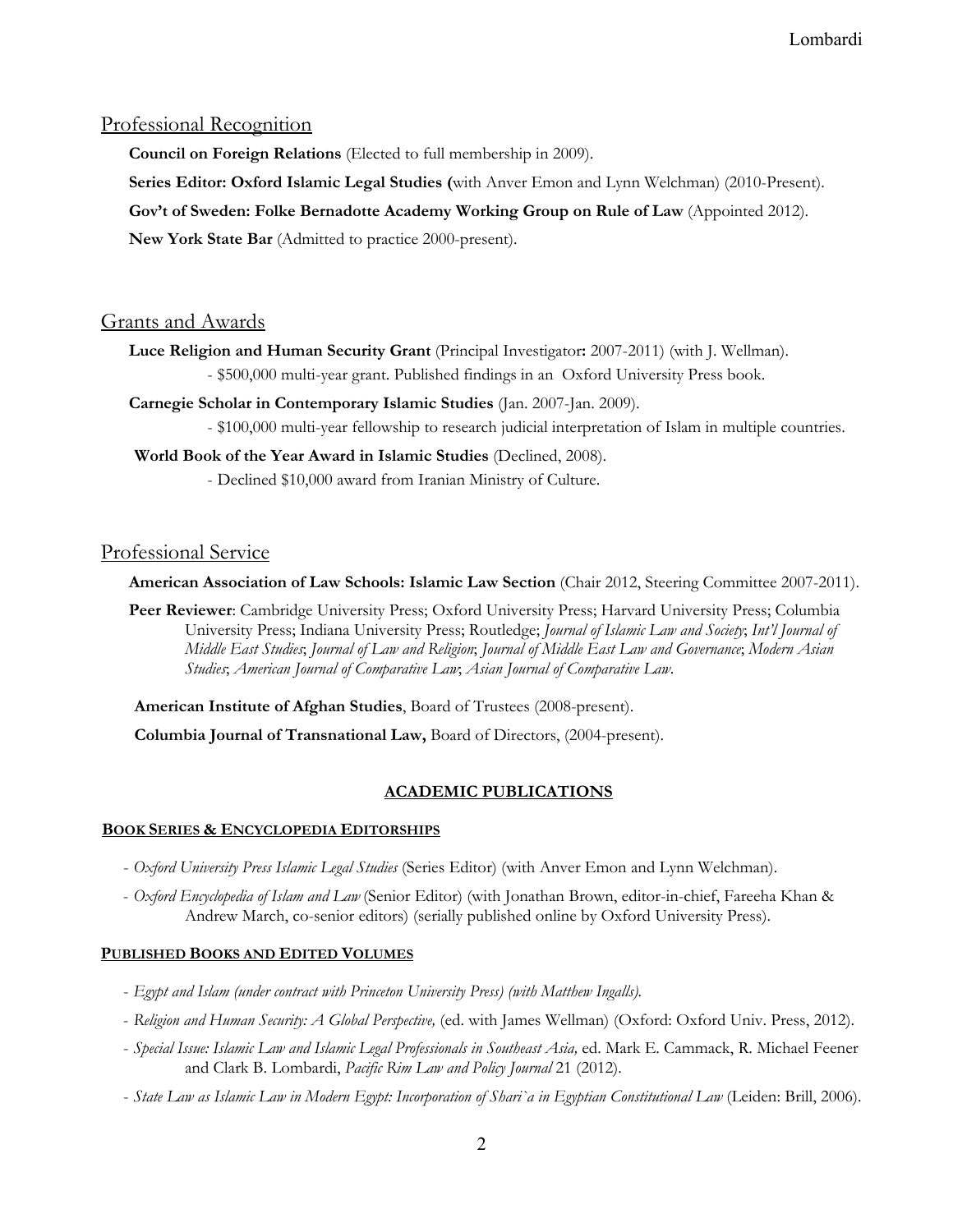## Professional Recognition

**Council on Foreign Relations** (Elected to full membership in 2009).

**Series Editor: Oxford Islamic Legal Studies (**with Anver Emon and Lynn Welchman) (2010-Present).

**Gov't of Sweden: Folke Bernadotte Academy Working Group on Rule of Law** (Appointed 2012).

**New York State Bar** (Admitted to practice 2000-present).

## Grants and Awards

**Luce Religion and Human Security Grant** (Principal Investigator**:** 2007-2011) (with J. Wellman).

- $500,000 multi-year grant. Published findings in an Oxford University Press book.

**Carnegie Scholar in Contemporary Islamic Studies** (Jan. 2007-Jan. 2009).

- $100,000 multi-year fellowship to research judicial interpretation of Islam in multiple countries.

**World Book of the Year Award in Islamic Studies** (Declined, 2008).

- Declined $10,000 award from Iranian Ministry of Culture.

## Professional Service

**American Association of Law Schools: Islamic Law Section** (Chair 2012, Steering Committee 2007-2011).

**Peer Reviewer**: Cambridge University Press; Oxford University Press; Harvard University Press; Columbia University Press; Indiana University Press; Routledge; *Journal of Islamic Law and Society*; *Int'l Journal of Middle East Studies*; *Journal of Law and Religion*; *Journal of Middle East Law and Governance*; *Modern Asian Studies*; *American Journal of Comparative Law*; *Asian Journal of Comparative Law*.

**American Institute of Afghan Studies**, Board of Trustees (2008-present).

**Columbia Journal of Transnational Law,** Board of Directors, (2004-present).

## ACADEMIC PUBLICATIONS

### BOOK SERIES & ENCYCLOPEDIA EDITORSHIPS

- *Oxford University Press Islamic Legal Studies* (Series Editor) (with Anver Emon and Lynn Welchman).
- *Oxford Encyclopedia of Islam and Law* (Senior Editor) (with Jonathan Brown, editor-in-chief, Fareeha Khan & Andrew March, co-senior editors) (serially published online by Oxford University Press).

### PUBLISHED BOOKS AND EDITED VOLUMES

- *Egypt and Islam (under contract with Princeton University Press) (with Matthew Ingalls).*
- *Religion and Human Security: A Global Perspective,* (ed. with James Wellman) (Oxford: Oxford Univ. Press, 2012).
- *Special Issue: Islamic Law and Islamic Legal Professionals in Southeast Asia,* ed. Mark E. Cammack, R. Michael Feener and Clark B. Lombardi, *Pacific Rim Law and Policy Journal* 21 (2012).
- *State Law as Islamic Law in Modern Egypt: Incorporation of Shari`a in Egyptian Constitutional Law* (Leiden: Brill, 2006).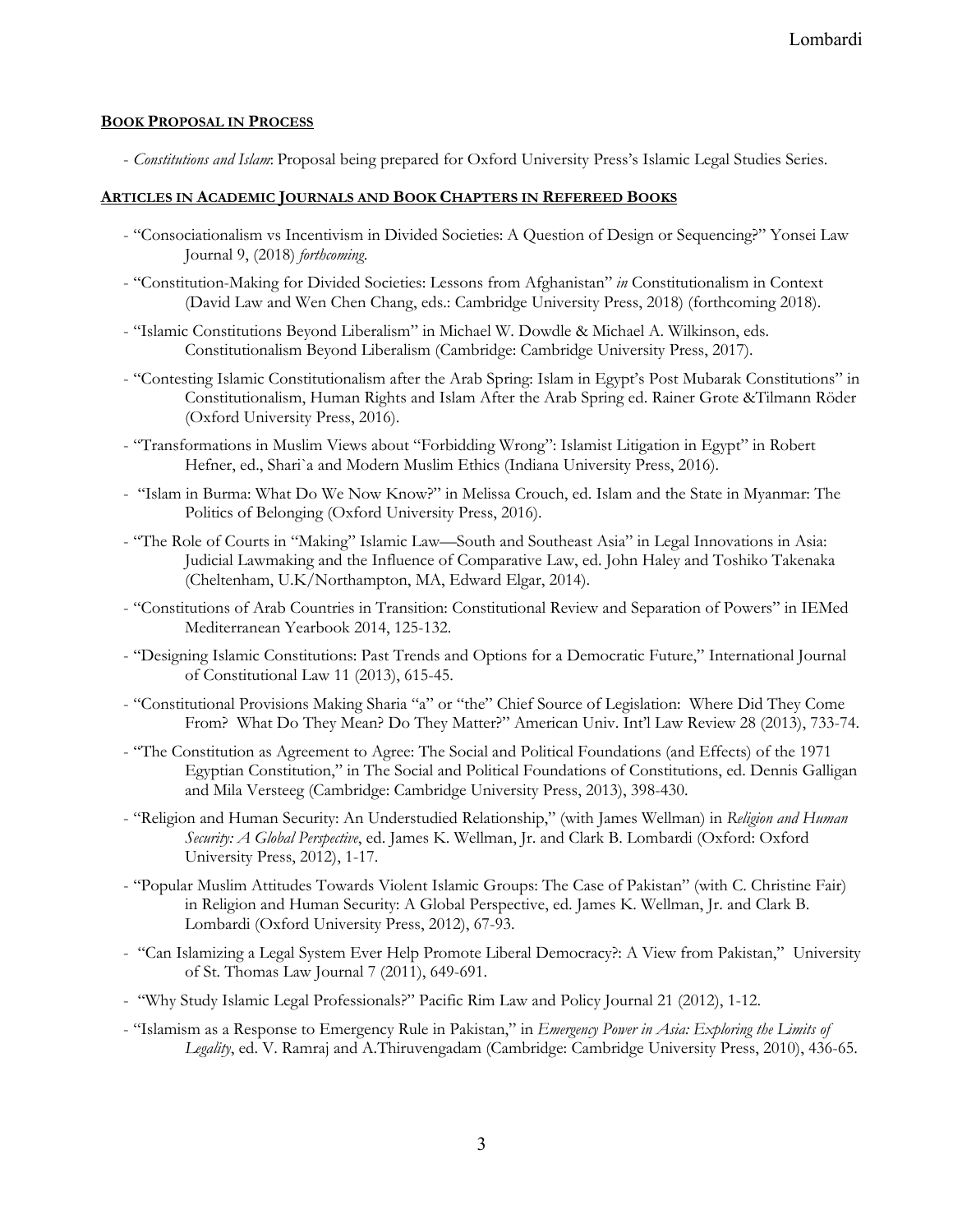## BOOK PROPOSAL IN PROCESS

- *Constitutions and Islam*: Proposal being prepared for Oxford University Press's Islamic Legal Studies Series.

## ARTICLES IN ACADEMIC JOURNALS AND BOOK CHAPTERS IN REFEREED BOOKS

- "Consociationalism vs Incentivism in Divided Societies: A Question of Design or Sequencing?" Yonsei Law Journal 9, (2018) *forthcoming*.
- "Constitution-Making for Divided Societies: Lessons from Afghanistan" *in* Constitutionalism in Context (David Law and Wen Chen Chang, eds.: Cambridge University Press, 2018) (forthcoming 2018).
- "Islamic Constitutions Beyond Liberalism" in Michael W. Dowdle & Michael A. Wilkinson, eds. Constitutionalism Beyond Liberalism (Cambridge: Cambridge University Press, 2017).
- "Contesting Islamic Constitutionalism after the Arab Spring: Islam in Egypt's Post Mubarak Constitutions" in Constitutionalism, Human Rights and Islam After the Arab Spring ed. Rainer Grote &Tilmann Röder (Oxford University Press, 2016).
- "Transformations in Muslim Views about "Forbidding Wrong": Islamist Litigation in Egypt" in Robert Hefner, ed., Shari`a and Modern Muslim Ethics (Indiana University Press, 2016).
- "Islam in Burma: What Do We Now Know?" in Melissa Crouch, ed. Islam and the State in Myanmar: The Politics of Belonging (Oxford University Press, 2016).
- "The Role of Courts in "Making" Islamic Law—South and Southeast Asia" in Legal Innovations in Asia: Judicial Lawmaking and the Influence of Comparative Law, ed. John Haley and Toshiko Takenaka (Cheltenham, U.K/Northampton, MA, Edward Elgar, 2014).
- "Constitutions of Arab Countries in Transition: Constitutional Review and Separation of Powers" in IEMed Mediterranean Yearbook 2014, 125-132.
- "Designing Islamic Constitutions: Past Trends and Options for a Democratic Future," International Journal of Constitutional Law 11 (2013), 615-45.
- "Constitutional Provisions Making Sharia "a" or "the" Chief Source of Legislation: Where Did They Come From? What Do They Mean? Do They Matter?" American Univ. Int'l Law Review 28 (2013), 733-74.
- "The Constitution as Agreement to Agree: The Social and Political Foundations (and Effects) of the 1971 Egyptian Constitution," in The Social and Political Foundations of Constitutions, ed. Dennis Galligan and Mila Versteeg (Cambridge: Cambridge University Press, 2013), 398-430.
- "Religion and Human Security: An Understudied Relationship," (with James Wellman) in *Religion and Human Security: A Global Perspective*, ed. James K. Wellman, Jr. and Clark B. Lombardi (Oxford: Oxford University Press, 2012), 1-17.
- "Popular Muslim Attitudes Towards Violent Islamic Groups: The Case of Pakistan" (with C. Christine Fair) in Religion and Human Security: A Global Perspective, ed. James K. Wellman, Jr. and Clark B. Lombardi (Oxford University Press, 2012), 67-93.
- "Can Islamizing a Legal System Ever Help Promote Liberal Democracy?: A View from Pakistan," University of St. Thomas Law Journal 7 (2011), 649-691.
- "Why Study Islamic Legal Professionals?" Pacific Rim Law and Policy Journal 21 (2012), 1-12.
- "Islamism as a Response to Emergency Rule in Pakistan," in *Emergency Power in Asia: Exploring the Limits of Legality*, ed. V. Ramraj and A.Thiruvengadam (Cambridge: Cambridge University Press, 2010), 436-65.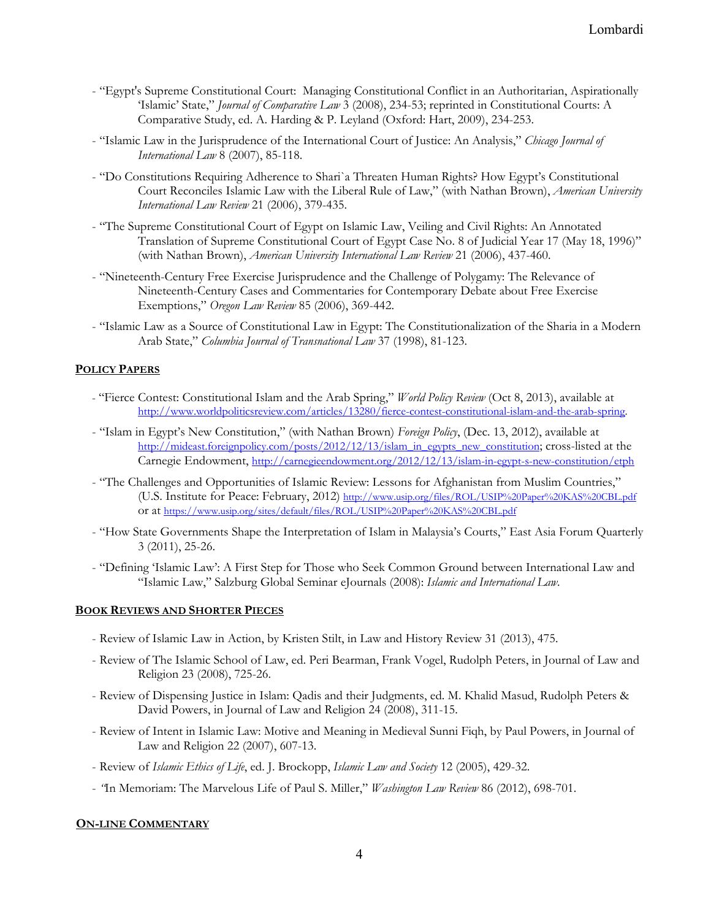- "Egypt's Supreme Constitutional Court: Managing Constitutional Conflict in an Authoritarian, Aspirationally 'Islamic' State," *Journal of Comparative Law* 3 (2008), 234-53; reprinted in Constitutional Courts: A Comparative Study, ed. A. Harding & P. Leyland (Oxford: Hart, 2009), 234-253.
- "Islamic Law in the Jurisprudence of the International Court of Justice: An Analysis," *Chicago Journal of International Law* 8 (2007), 85-118.
- "Do Constitutions Requiring Adherence to Shari`a Threaten Human Rights? How Egypt's Constitutional Court Reconciles Islamic Law with the Liberal Rule of Law," (with Nathan Brown), *American University International Law Review* 21 (2006), 379-435.
- "The Supreme Constitutional Court of Egypt on Islamic Law, Veiling and Civil Rights: An Annotated Translation of Supreme Constitutional Court of Egypt Case No. 8 of Judicial Year 17 (May 18, 1996)" (with Nathan Brown), *American University International Law Review* 21 (2006), 437-460.
- "Nineteenth-Century Free Exercise Jurisprudence and the Challenge of Polygamy: The Relevance of Nineteenth-Century Cases and Commentaries for Contemporary Debate about Free Exercise Exemptions," *Oregon Law Review* 85 (2006), 369-442.
- "Islamic Law as a Source of Constitutional Law in Egypt: The Constitutionalization of the Sharia in a Modern Arab State," *Columbia Journal of Transnational Law* 37 (1998), 81-123.

## POLICY PAPERS

- "Fierce Contest: Constitutional Islam and the Arab Spring," *World Policy Review* (Oct 8, 2013), available at http://www.worldpoliticsreview.com/articles/13280/fierce-contest-constitutional-islam-and-the-arab-spring.
- "Islam in Egypt's New Constitution," (with Nathan Brown) *Foreign Policy*, (Dec. 13, 2012), available at http://mideast.foreignpolicy.com/posts/2012/12/13/islam_in_egypts_new_constitution; cross-listed at the Carnegie Endowment, http://carnegieendowment.org/2012/12/13/islam-in-egypt-s-new-constitution/etph
- "The Challenges and Opportunities of Islamic Review: Lessons for Afghanistan from Muslim Countries," (U.S. Institute for Peace: February, 2012) http://www.usip.org/files/ROL/USIP%20Paper%20KAS%20CBL.pdf or at https://www.usip.org/sites/default/files/ROL/USIP%20Paper%20KAS%20CBL.pdf
- "How State Governments Shape the Interpretation of Islam in Malaysia's Courts," East Asia Forum Quarterly 3 (2011), 25-26.
- "Defining 'Islamic Law': A First Step for Those who Seek Common Ground between International Law and "Islamic Law," Salzburg Global Seminar eJournals (2008): *Islamic and International Law*.

## BOOK REVIEWS AND SHORTER PIECES

- Review of Islamic Law in Action, by Kristen Stilt, in Law and History Review 31 (2013), 475.
- Review of The Islamic School of Law, ed. Peri Bearman, Frank Vogel, Rudolph Peters, in Journal of Law and Religion 23 (2008), 725-26.
- Review of Dispensing Justice in Islam: Qadis and their Judgments, ed. M. Khalid Masud, Rudolph Peters & David Powers, in Journal of Law and Religion 24 (2008), 311-15.
- Review of Intent in Islamic Law: Motive and Meaning in Medieval Sunni Fiqh, by Paul Powers, in Journal of Law and Religion 22 (2007), 607-13.
- Review of *Islamic Ethics of Life*, ed. J. Brockopp, *Islamic Law and Society* 12 (2005), 429-32.
- "In Memoriam: The Marvelous Life of Paul S. Miller," *Washington Law Review* 86 (2012), 698-701.

## ON-LINE COMMENTARY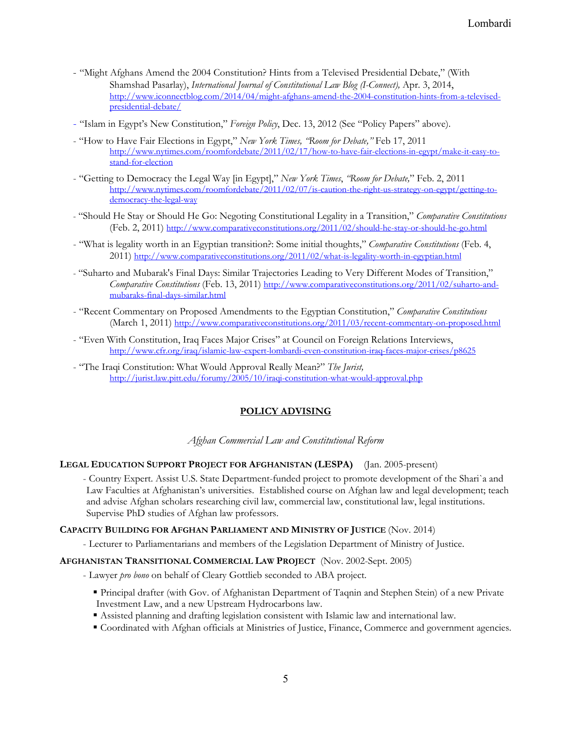- "Might Afghans Amend the 2004 Constitution? Hints from a Televised Presidential Debate," (With Shamshad Pasarlay), *International Journal of Constitutional Law Blog (I-Connect),* Apr. 3, 2014, http://www.iconnectblog.com/2014/04/might-afghans-amend-the-2004-constitution-hints-from-a-televised-presidential-debate/
- "Islam in Egypt's New Constitution," *Foreign Policy*, Dec. 13, 2012 (See "Policy Papers" above).
- "How to Have Fair Elections in Egypt," *New York Times, "Room for Debate,"* Feb 17, 2011 http://www.nytimes.com/roomfordebate/2011/02/17/how-to-have-fair-elections-in-egypt/make-it-easy-to-stand-for-election
- "Getting to Democracy the Legal Way [in Egypt]," *New York Times*, *"Room for Debate,"* Feb. 2, 2011 http://www.nytimes.com/roomfordebate/2011/02/07/is-caution-the-right-us-strategy-on-egypt/getting-to-democracy-the-legal-way
- "Should He Stay or Should He Go: Negoting Constitutional Legality in a Transition," *Comparative Constitutions* (Feb. 2, 2011) http://www.comparativeconstitutions.org/2011/02/should-he-stay-or-should-he-go.html
- "What is legality worth in an Egyptian transition?: Some initial thoughts," *Comparative Constitutions* (Feb. 4, 2011) http://www.comparativeconstitutions.org/2011/02/what-is-legality-worth-in-egyptian.html
- "Suharto and Mubarak's Final Days: Similar Trajectories Leading to Very Different Modes of Transition," *Comparative Constitutions* (Feb. 13, 2011) http://www.comparativeconstitutions.org/2011/02/suharto-and-mubaraks-final-days-similar.html
- "Recent Commentary on Proposed Amendments to the Egyptian Constitution," *Comparative Constitutions* (March 1, 2011) http://www.comparativeconstitutions.org/2011/03/recent-commentary-on-proposed.html
- "Even With Constitution, Iraq Faces Major Crises" at Council on Foreign Relations Interviews, http://www.cfr.org/iraq/islamic-law-expert-lombardi-even-constitution-iraq-faces-major-crises/p8625
- "The Iraqi Constitution: What Would Approval Really Mean?" *The Jurist,* http://jurist.law.pitt.edu/forumy/2005/10/iraqi-constitution-what-would-approval.php

## POLICY ADVISING

*Afghan Commercial Law and Constitutional Reform*

**LEGAL EDUCATION SUPPORT PROJECT FOR AFGHANISTAN (LESPA)** (Jan. 2005-present)

- Country Expert. Assist U.S. State Department-funded project to promote development of the Shari`a and Law Faculties at Afghanistan's universities. Established course on Afghan law and legal development; teach and advise Afghan scholars researching civil law, commercial law, constitutional law, legal institutions. Supervise PhD studies of Afghan law professors.

**CAPACITY BUILDING FOR AFGHAN PARLIAMENT AND MINISTRY OF JUSTICE** (Nov. 2014)

- Lecturer to Parliamentarians and members of the Legislation Department of Ministry of Justice.

**AFGHANISTAN TRANSITIONAL COMMERCIAL LAW PROJECT** (Nov. 2002-Sept. 2005)

- Lawyer *pro bono* on behalf of Cleary Gottlieb seconded to ABA project.
    - Principal drafter (with Gov. of Afghanistan Department of Taqnin and Stephen Stein) of a new Private Investment Law, and a new Upstream Hydrocarbons law.
    - Assisted planning and drafting legislation consistent with Islamic law and international law.
    - Coordinated with Afghan officials at Ministries of Justice, Finance, Commerce and government agencies.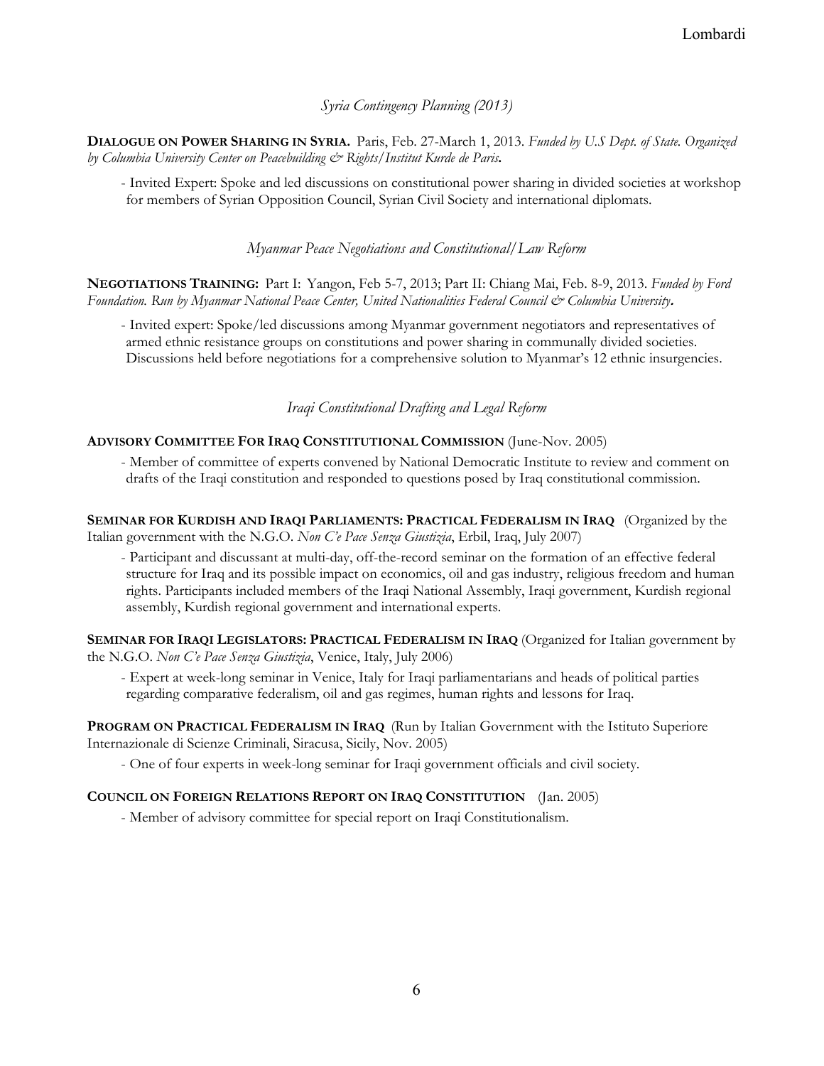### *Syria Contingency Planning (2013)*

**DIALOGUE ON POWER SHARING IN SYRIA.** Paris, Feb. 27-March 1, 2013. *Funded by U.S Dept. of State. Organized by Columbia University Center on Peacebuilding & Rights/Institut Kurde de Paris.*

- Invited Expert: Spoke and led discussions on constitutional power sharing in divided societies at workshop for members of Syrian Opposition Council, Syrian Civil Society and international diplomats.

### *Myanmar Peace Negotiations and Constitutional/Law Reform*

**NEGOTIATIONS TRAINING:** Part I: Yangon, Feb 5-7, 2013; Part II: Chiang Mai, Feb. 8-9, 2013. *Funded by Ford Foundation. Run by Myanmar National Peace Center, United Nationalities Federal Council & Columbia University.*

- Invited expert: Spoke/led discussions among Myanmar government negotiators and representatives of armed ethnic resistance groups on constitutions and power sharing in communally divided societies. Discussions held before negotiations for a comprehensive solution to Myanmar's 12 ethnic insurgencies.

### *Iraqi Constitutional Drafting and Legal Reform*

**ADVISORY COMMITTEE FOR IRAQ CONSTITUTIONAL COMMISSION** (June-Nov. 2005)

- Member of committee of experts convened by National Democratic Institute to review and comment on drafts of the Iraqi constitution and responded to questions posed by Iraq constitutional commission.

**SEMINAR FOR KURDISH AND IRAQI PARLIAMENTS: PRACTICAL FEDERALISM IN IRAQ** (Organized by the Italian government with the N.G.O. *Non C'e Pace Senza Giustizia*, Erbil, Iraq, July 2007)

- Participant and discussant at multi-day, off-the-record seminar on the formation of an effective federal structure for Iraq and its possible impact on economics, oil and gas industry, religious freedom and human rights. Participants included members of the Iraqi National Assembly, Iraqi government, Kurdish regional assembly, Kurdish regional government and international experts.

**SEMINAR FOR IRAQI LEGISLATORS: PRACTICAL FEDERALISM IN IRAQ** (Organized for Italian government by the N.G.O. *Non C'e Pace Senza Giustizia*, Venice, Italy, July 2006)

- Expert at week-long seminar in Venice, Italy for Iraqi parliamentarians and heads of political parties regarding comparative federalism, oil and gas regimes, human rights and lessons for Iraq.

**PROGRAM ON PRACTICAL FEDERALISM IN IRAQ** (Run by Italian Government with the Istituto Superiore Internazionale di Scienze Criminali, Siracusa, Sicily, Nov. 2005)

- One of four experts in week-long seminar for Iraqi government officials and civil society.

**COUNCIL ON FOREIGN RELATIONS REPORT ON IRAQ CONSTITUTION** (Jan. 2005)

- Member of advisory committee for special report on Iraqi Constitutionalism.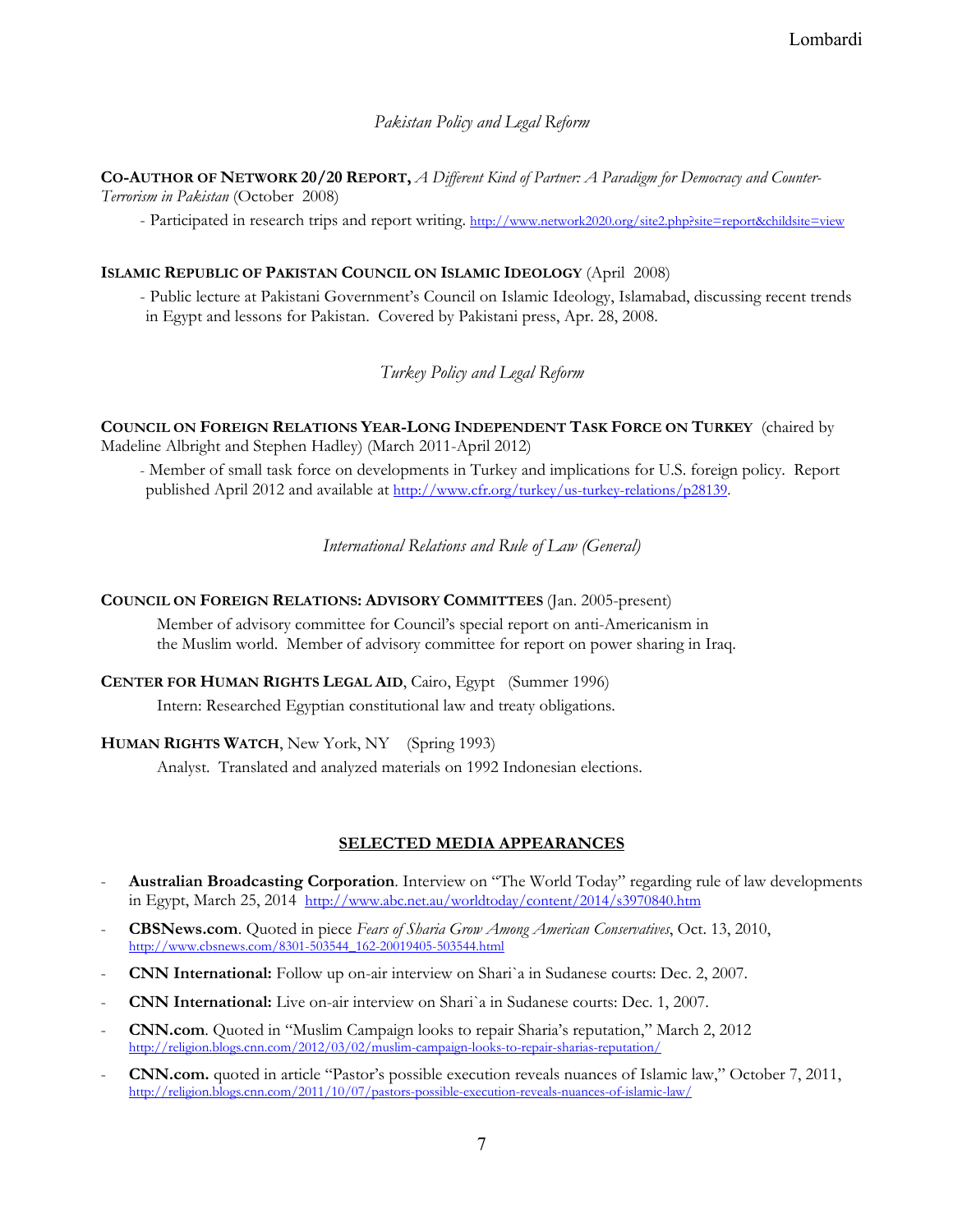*Pakistan Policy and Legal Reform*

**CO-AUTHOR OF NETWORK 20/20 REPORT,** *A Different Kind of Partner: A Paradigm for Democracy and Counter-Terrorism in Pakistan* (October 2008)

- Participated in research trips and report writing. http://www.network2020.org/site2.php?site=report&childsite=view

**ISLAMIC REPUBLIC OF PAKISTAN COUNCIL ON ISLAMIC IDEOLOGY** (April 2008)

- Public lecture at Pakistani Government's Council on Islamic Ideology, Islamabad, discussing recent trends in Egypt and lessons for Pakistan. Covered by Pakistani press, Apr. 28, 2008.

*Turkey Policy and Legal Reform*

**COUNCIL ON FOREIGN RELATIONS YEAR-LONG INDEPENDENT TASK FORCE ON TURKEY** (chaired by Madeline Albright and Stephen Hadley) (March 2011-April 2012)

- Member of small task force on developments in Turkey and implications for U.S. foreign policy. Report published April 2012 and available at http://www.cfr.org/turkey/us-turkey-relations/p28139.

*International Relations and Rule of Law (General)*

**COUNCIL ON FOREIGN RELATIONS: ADVISORY COMMITTEES** (Jan. 2005-present)

Member of advisory committee for Council's special report on anti-Americanism in the Muslim world. Member of advisory committee for report on power sharing in Iraq.

**CENTER FOR HUMAN RIGHTS LEGAL AID**, Cairo, Egypt (Summer 1996)

Intern: Researched Egyptian constitutional law and treaty obligations.

**HUMAN RIGHTS WATCH**, New York, NY (Spring 1993)

Analyst. Translated and analyzed materials on 1992 Indonesian elections.

## SELECTED MEDIA APPEARANCES

- **Australian Broadcasting Corporation**. Interview on "The World Today" regarding rule of law developments in Egypt, March 25, 2014 http://www.abc.net.au/worldtoday/content/2014/s3970840.htm
- **CBSNews.com**. Quoted in piece *Fears of Sharia Grow Among American Conservatives*, Oct. 13, 2010, http://www.cbsnews.com/8301-503544_162-20019405-503544.html
- **CNN International:** Follow up on-air interview on Shari`a in Sudanese courts: Dec. 2, 2007.
- **CNN International:** Live on-air interview on Shari`a in Sudanese courts: Dec. 1, 2007.
- **CNN.com**. Quoted in "Muslim Campaign looks to repair Sharia's reputation," March 2, 2012 http://religion.blogs.cnn.com/2012/03/02/muslim-campaign-looks-to-repair-sharias-reputation/
- **CNN.com.** quoted in article "Pastor's possible execution reveals nuances of Islamic law," October 7, 2011, http://religion.blogs.cnn.com/2011/10/07/pastors-possible-execution-reveals-nuances-of-islamic-law/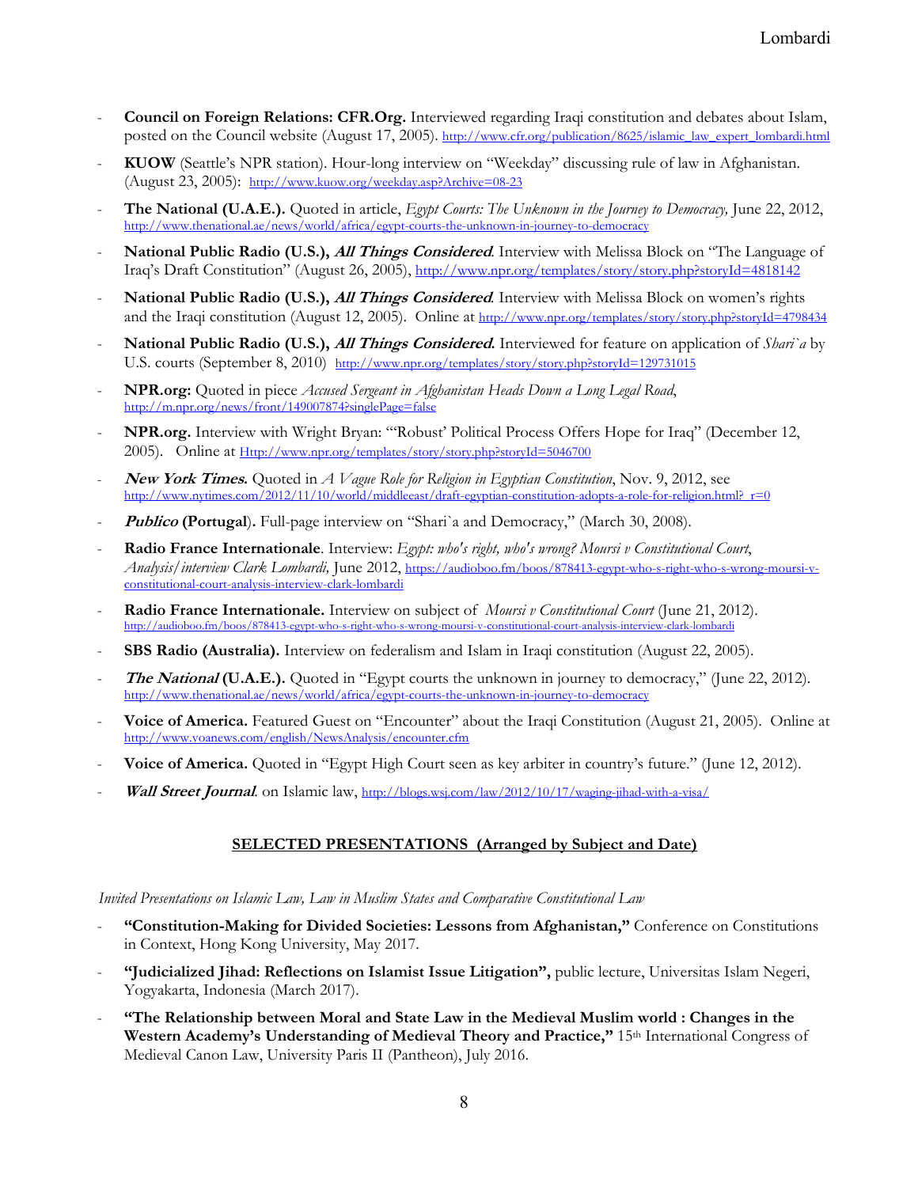- **Council on Foreign Relations: CFR.Org.** Interviewed regarding Iraqi constitution and debates about Islam, posted on the Council website (August 17, 2005). http://www.cfr.org/publication/8625/islamic_law_expert_lombardi.html
- **KUOW** (Seattle's NPR station). Hour-long interview on "Weekday" discussing rule of law in Afghanistan. (August 23, 2005): http://www.kuow.org/weekday.asp?Archive=08-23
- **The National (U.A.E.).** Quoted in article, *Egypt Courts: The Unknown in the Journey to Democracy,* June 22, 2012, http://www.thenational.ae/news/world/africa/egypt-courts-the-unknown-in-journey-to-democracy
- **National Public Radio (U.S.), *All Things Considered*.** Interview with Melissa Block on "The Language of Iraq's Draft Constitution" (August 26, 2005), http://www.npr.org/templates/story/story.php?storyId=4818142
- **National Public Radio (U.S.), *All Things Considered*.** Interview with Melissa Block on women's rights and the Iraqi constitution (August 12, 2005). Online at http://www.npr.org/templates/story/story.php?storyId=4798434
- **National Public Radio (U.S.), *All Things Considered*.** Interviewed for feature on application of *Shari`a* by U.S. courts (September 8, 2010) http://www.npr.org/templates/story/story.php?storyId=129731015
- **NPR.org:** Quoted in piece *Accused Sergeant in Afghanistan Heads Down a Long Legal Road*, http://m.npr.org/news/front/149007874?singlePage=false
- **NPR.org.** Interview with Wright Bryan: "'Robust' Political Process Offers Hope for Iraq" (December 12, 2005). Online at Http://www.npr.org/templates/story/story.php?storyId=5046700
- ***New York Times*.** Quoted in *A Vague Role for Religion in Egyptian Constitution*, Nov. 9, 2012, see http://www.nytimes.com/2012/11/10/world/middleeast/draft-egyptian-constitution-adopts-a-role-for-religion.html?_r=0
- ***Publico* (Portugal).** Full-page interview on "Shari`a and Democracy," (March 30, 2008).
- **Radio France Internationale**. Interview: *Egypt: who's right, who's wrong? Moursi v Constitutional Court, Analysis/interview Clark Lombardi,* June 2012, https://audioboo.fm/boos/878413-egypt-who-s-right-who-s-wrong-moursi-v-constitutional-court-analysis-interview-clark-lombardi
- **Radio France Internationale.** Interview on subject of *Moursi v Constitutional Court* (June 21, 2012). http://audioboo.fm/boos/878413-egypt-who-s-right-who-s-wrong-moursi-v-constitutional-court-analysis-interview-clark-lombardi
- **SBS Radio (Australia).** Interview on federalism and Islam in Iraqi constitution (August 22, 2005).
- ***The National* (U.A.E.).** Quoted in "Egypt courts the unknown in journey to democracy," (June 22, 2012). http://www.thenational.ae/news/world/africa/egypt-courts-the-unknown-in-journey-to-democracy
- **Voice of America.** Featured Guest on "Encounter" about the Iraqi Constitution (August 21, 2005). Online at http://www.voanews.com/english/NewsAnalysis/encounter.cfm
- **Voice of America.** Quoted in "Egypt High Court seen as key arbiter in country's future." (June 12, 2012).
- ***Wall Street Journal*.** on Islamic law, http://blogs.wsj.com/law/2012/10/17/waging-jihad-with-a-visa/

## SELECTED PRESENTATIONS (Arranged by Subject and Date)

*Invited Presentations on Islamic Law, Law in Muslim States and Comparative Constitutional Law*

- **"Constitution-Making for Divided Societies: Lessons from Afghanistan,"** Conference on Constitutions in Context, Hong Kong University, May 2017.
- **"Judicialized Jihad: Reflections on Islamist Issue Litigation",** public lecture, Universitas Islam Negeri, Yogyakarta, Indonesia (March 2017).
- **"The Relationship between Moral and State Law in the Medieval Muslim world : Changes in the Western Academy's Understanding of Medieval Theory and Practice,"** 15th International Congress of Medieval Canon Law, University Paris II (Pantheon), July 2016.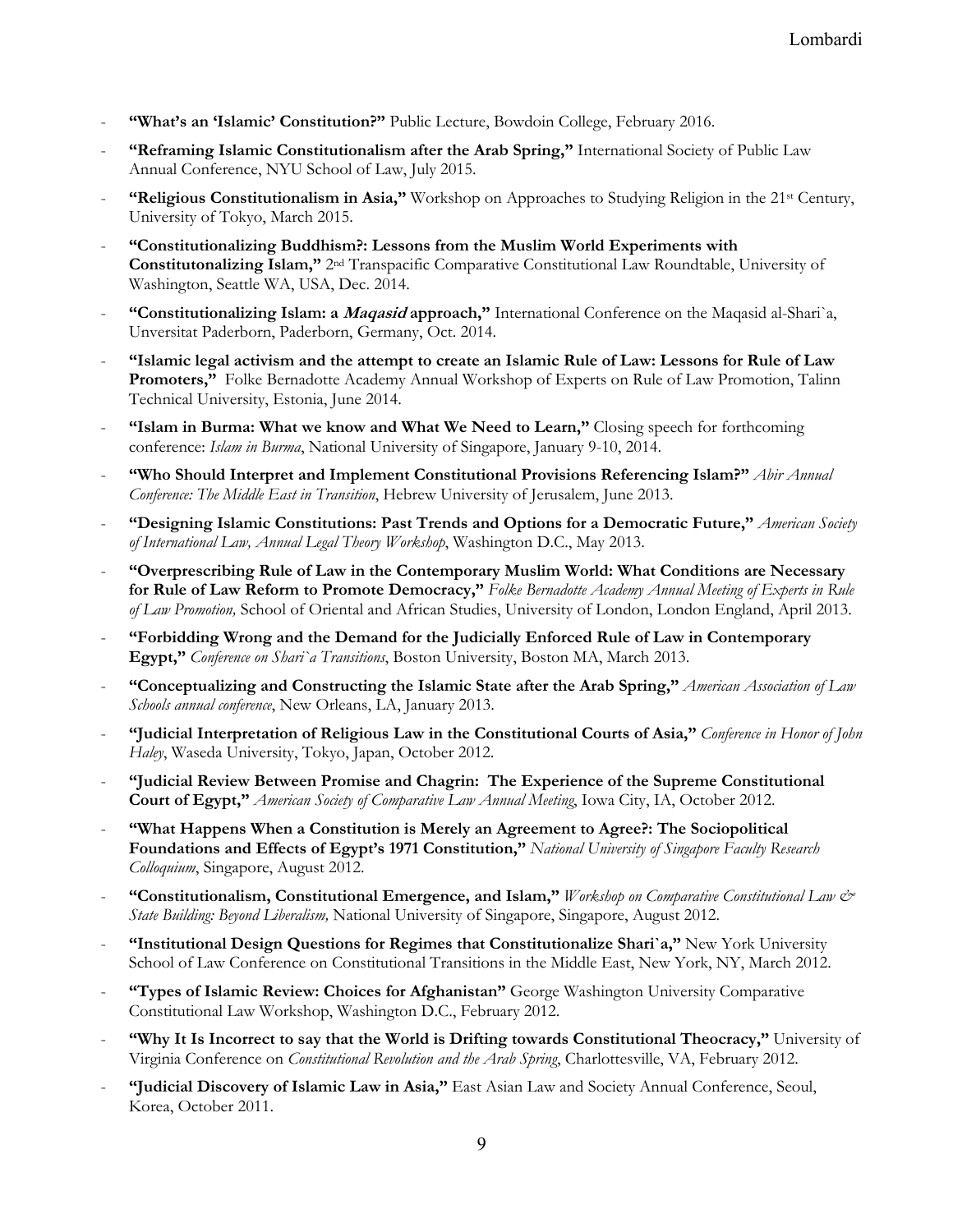- **"What's an 'Islamic' Constitution?"** Public Lecture, Bowdoin College, February 2016.
- **"Reframing Islamic Constitutionalism after the Arab Spring,"** International Society of Public Law Annual Conference, NYU School of Law, July 2015.
- **"Religious Constitutionalism in Asia,"** Workshop on Approaches to Studying Religion in the 21st Century, University of Tokyo, March 2015.
- **"Constitutionalizing Buddhism?: Lessons from the Muslim World Experiments with Constitutonalizing Islam,"** 2nd Transpacific Comparative Constitutional Law Roundtable, University of Washington, Seattle WA, USA, Dec. 2014.
- **"Constitutionalizing Islam: a *Maqasid* approach,"** International Conference on the Maqasid al-Shari`a, Unversitat Paderborn, Paderborn, Germany, Oct. 2014.
- **"Islamic legal activism and the attempt to create an Islamic Rule of Law: Lessons for Rule of Law Promoters,"** Folke Bernadotte Academy Annual Workshop of Experts on Rule of Law Promotion, Talinn Technical University, Estonia, June 2014.
- **"Islam in Burma: What we know and What We Need to Learn,"** Closing speech for forthcoming conference: *Islam in Burma*, National University of Singapore, January 9-10, 2014.
- **"Who Should Interpret and Implement Constitutional Provisions Referencing Islam?"** *Abir Annual Conference: The Middle East in Transition*, Hebrew University of Jerusalem, June 2013.
- **"Designing Islamic Constitutions: Past Trends and Options for a Democratic Future,"** *American Society of International Law, Annual Legal Theory Workshop*, Washington D.C., May 2013.
- **"Overprescribing Rule of Law in the Contemporary Muslim World: What Conditions are Necessary for Rule of Law Reform to Promote Democracy,"** *Folke Bernadotte Academy Annual Meeting of Experts in Rule of Law Promotion,* School of Oriental and African Studies, University of London, London England, April 2013.
- **"Forbidding Wrong and the Demand for the Judicially Enforced Rule of Law in Contemporary Egypt,"** *Conference on Shari`a Transitions*, Boston University, Boston MA, March 2013.
- **"Conceptualizing and Constructing the Islamic State after the Arab Spring,"** *American Association of Law Schools annual conference*, New Orleans, LA, January 2013.
- **"Judicial Interpretation of Religious Law in the Constitutional Courts of Asia,"** *Conference in Honor of John Haley*, Waseda University, Tokyo, Japan, October 2012.
- **"Judicial Review Between Promise and Chagrin: The Experience of the Supreme Constitutional Court of Egypt,"** *American Society of Comparative Law Annual Meeting*, Iowa City, IA, October 2012.
- **"What Happens When a Constitution is Merely an Agreement to Agree?: The Sociopolitical Foundations and Effects of Egypt's 1971 Constitution,"** *National University of Singapore Faculty Research Colloquium*, Singapore, August 2012.
- **"Constitutionalism, Constitutional Emergence, and Islam,"** *Workshop on Comparative Constitutional Law & State Building: Beyond Liberalism,* National University of Singapore, Singapore, August 2012.
- **"Institutional Design Questions for Regimes that Constitutionalize Shari`a,"** New York University School of Law Conference on Constitutional Transitions in the Middle East, New York, NY, March 2012.
- **"Types of Islamic Review: Choices for Afghanistan"** George Washington University Comparative Constitutional Law Workshop, Washington D.C., February 2012.
- **"Why It Is Incorrect to say that the World is Drifting towards Constitutional Theocracy,"** University of Virginia Conference on *Constitutional Revolution and the Arab Spring*, Charlottesville, VA, February 2012.
- **"Judicial Discovery of Islamic Law in Asia,"** East Asian Law and Society Annual Conference, Seoul, Korea, October 2011.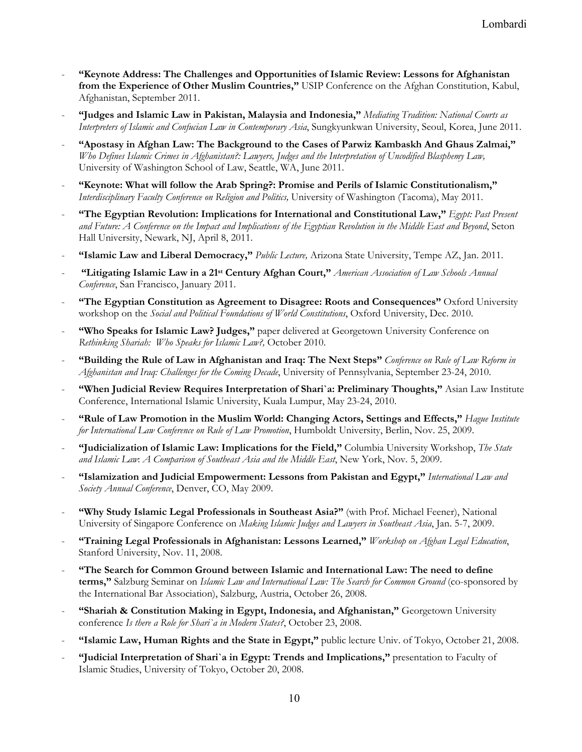- **"Keynote Address: The Challenges and Opportunities of Islamic Review: Lessons for Afghanistan from the Experience of Other Muslim Countries,"** USIP Conference on the Afghan Constitution, Kabul, Afghanistan, September 2011.
- **"Judges and Islamic Law in Pakistan, Malaysia and Indonesia,"** *Mediating Tradition: National Courts as Interpreters of Islamic and Confucian Law in Contemporary Asia*, Sungkyunkwan University, Seoul, Korea, June 2011.
- **"Apostasy in Afghan Law: The Background to the Cases of Parwiz Kambaskh And Ghaus Zalmai,"** *Who Defines Islamic Crimes in Afghanistan?: Lawyers, Judges and the Interpretation of Uncodified Blasphemy Law,* University of Washington School of Law, Seattle, WA, June 2011.
- **"Keynote: What will follow the Arab Spring?: Promise and Perils of Islamic Constitutionalism,"** *Interdisciplinary Faculty Conference on Religion and Politics,* University of Washington (Tacoma), May 2011.
- **"The Egyptian Revolution: Implications for International and Constitutional Law,"** *Egypt: Past Present and Future: A Conference on the Impact and Implications of the Egyptian Revolution in the Middle East and Beyond*, Seton Hall University, Newark, NJ, April 8, 2011.
- **"Islamic Law and Liberal Democracy,"** *Public Lecture,* Arizona State University, Tempe AZ, Jan. 2011.
- **"Litigating Islamic Law in a 21st Century Afghan Court,"** *American Association of Law Schools Annual Conference*, San Francisco, January 2011.
- **"The Egyptian Constitution as Agreement to Disagree: Roots and Consequences"** Oxford University workshop on the *Social and Political Foundations of World Constitutions*, Oxford University, Dec. 2010.
- **"Who Speaks for Islamic Law? Judges,"** paper delivered at Georgetown University Conference on *Rethinking Shariah: Who Speaks for Islamic Law?,* October 2010.
- **"Building the Rule of Law in Afghanistan and Iraq: The Next Steps"** *Conference on Rule of Law Reform in Afghanistan and Iraq: Challenges for the Coming Decade*, University of Pennsylvania, September 23-24, 2010.
- **"When Judicial Review Requires Interpretation of Shari`a: Preliminary Thoughts,"** Asian Law Institute Conference, International Islamic University, Kuala Lumpur, May 23-24, 2010.
- **"Rule of Law Promotion in the Muslim World: Changing Actors, Settings and Effects,"** *Hague Institute for International Law Conference on Rule of Law Promotion*, Humboldt University, Berlin, Nov. 25, 2009.
- **"Judicialization of Islamic Law: Implications for the Field,"** Columbia University Workshop, *The State and Islamic Law: A Comparison of Southeast Asia and the Middle East*, New York, Nov. 5, 2009.
- **"Islamization and Judicial Empowerment: Lessons from Pakistan and Egypt,"** *International Law and Society Annual Conference*, Denver, CO, May 2009.
- **"Why Study Islamic Legal Professionals in Southeast Asia?"** (with Prof. Michael Feener), National University of Singapore Conference on *Making Islamic Judges and Lawyers in Southeast Asia*, Jan. 5-7, 2009.
- **"Training Legal Professionals in Afghanistan: Lessons Learned,"** *Workshop on Afghan Legal Education*, Stanford University, Nov. 11, 2008.
- **"The Search for Common Ground between Islamic and International Law: The need to define terms,"** Salzburg Seminar on *Islamic Law and International Law: The Search for Common Ground* (co-sponsored by the International Bar Association), Salzburg, Austria, October 26, 2008.
- **"Shariah & Constitution Making in Egypt, Indonesia, and Afghanistan,"** Georgetown University conference *Is there a Role for Shari`a in Modern States?*, October 23, 2008.
- **"Islamic Law, Human Rights and the State in Egypt,"** public lecture Univ. of Tokyo, October 21, 2008.
- **"Judicial Interpretation of Shari`a in Egypt: Trends and Implications,"** presentation to Faculty of Islamic Studies, University of Tokyo, October 20, 2008.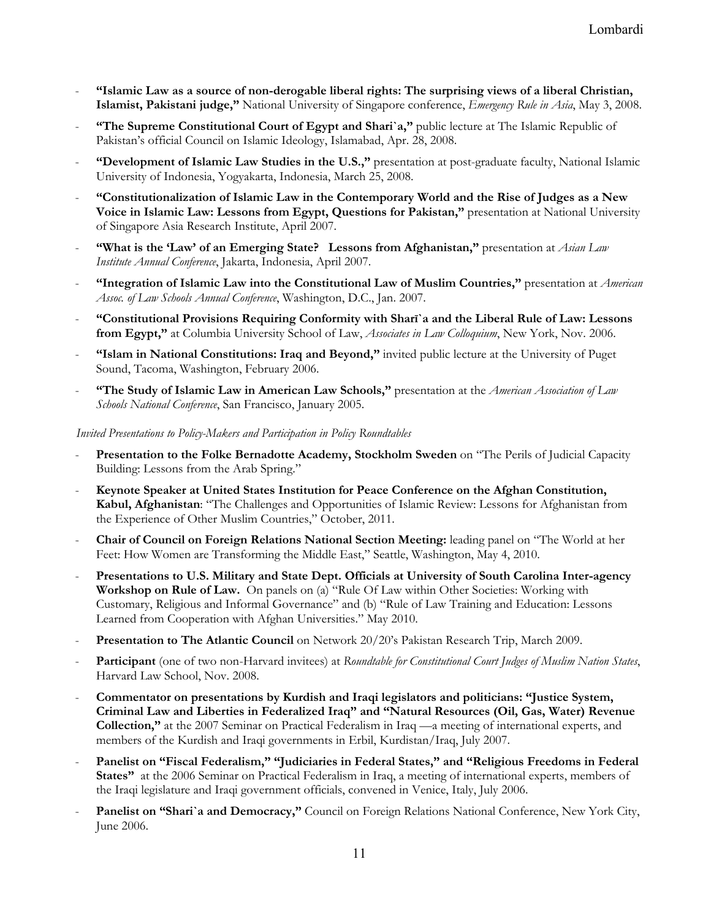- **"Islamic Law as a source of non-derogable liberal rights: The surprising views of a liberal Christian, Islamist, Pakistani judge,"** National University of Singapore conference, *Emergency Rule in Asia*, May 3, 2008.
- **"The Supreme Constitutional Court of Egypt and Shari`a,"** public lecture at The Islamic Republic of Pakistan's official Council on Islamic Ideology, Islamabad, Apr. 28, 2008.
- **"Development of Islamic Law Studies in the U.S.,"** presentation at post-graduate faculty, National Islamic University of Indonesia, Yogyakarta, Indonesia, March 25, 2008.
- **"Constitutionalization of Islamic Law in the Contemporary World and the Rise of Judges as a New Voice in Islamic Law: Lessons from Egypt, Questions for Pakistan,"** presentation at National University of Singapore Asia Research Institute, April 2007.
- **"What is the 'Law' of an Emerging State? Lessons from Afghanistan,"** presentation at *Asian Law Institute Annual Conference*, Jakarta, Indonesia, April 2007.
- **"Integration of Islamic Law into the Constitutional Law of Muslim Countries,"** presentation at *American Assoc. of Law Schools Annual Conference*, Washington, D.C., Jan. 2007.
- **"Constitutional Provisions Requiring Conformity with Sharī`a and the Liberal Rule of Law: Lessons from Egypt,"** at Columbia University School of Law, *Associates in Law Colloquium*, New York, Nov. 2006.
- **"Islam in National Constitutions: Iraq and Beyond,"** invited public lecture at the University of Puget Sound, Tacoma, Washington, February 2006.
- **"The Study of Islamic Law in American Law Schools,"** presentation at the *American Association of Law Schools National Conference*, San Francisco, January 2005.

*Invited Presentations to Policy-Makers and Participation in Policy Roundtables*

- **Presentation to the Folke Bernadotte Academy, Stockholm Sweden** on "The Perils of Judicial Capacity Building: Lessons from the Arab Spring."
- **Keynote Speaker at United States Institution for Peace Conference on the Afghan Constitution, Kabul, Afghanistan**: "The Challenges and Opportunities of Islamic Review: Lessons for Afghanistan from the Experience of Other Muslim Countries," October, 2011.
- **Chair of Council on Foreign Relations National Section Meeting:** leading panel on "The World at her Feet: How Women are Transforming the Middle East," Seattle, Washington, May 4, 2010.
- **Presentations to U.S. Military and State Dept. Officials at University of South Carolina Inter-agency Workshop on Rule of Law.** On panels on (a) "Rule Of Law within Other Societies: Working with Customary, Religious and Informal Governance" and (b) "Rule of Law Training and Education: Lessons Learned from Cooperation with Afghan Universities." May 2010.
- **Presentation to The Atlantic Council** on Network 20/20's Pakistan Research Trip, March 2009.
- **Participant** (one of two non-Harvard invitees) at *Roundtable for Constitutional Court Judges of Muslim Nation States*, Harvard Law School, Nov. 2008.
- **Commentator on presentations by Kurdish and Iraqi legislators and politicians: "Justice System, Criminal Law and Liberties in Federalized Iraq" and "Natural Resources (Oil, Gas, Water) Revenue Collection,"** at the 2007 Seminar on Practical Federalism in Iraq —a meeting of international experts, and members of the Kurdish and Iraqi governments in Erbil, Kurdistan/Iraq, July 2007.
- **Panelist on "Fiscal Federalism," "Judiciaries in Federal States," and "Religious Freedoms in Federal States"** at the 2006 Seminar on Practical Federalism in Iraq, a meeting of international experts, members of the Iraqi legislature and Iraqi government officials, convened in Venice, Italy, July 2006.
- **Panelist on "Shari`a and Democracy,"** Council on Foreign Relations National Conference, New York City, June 2006.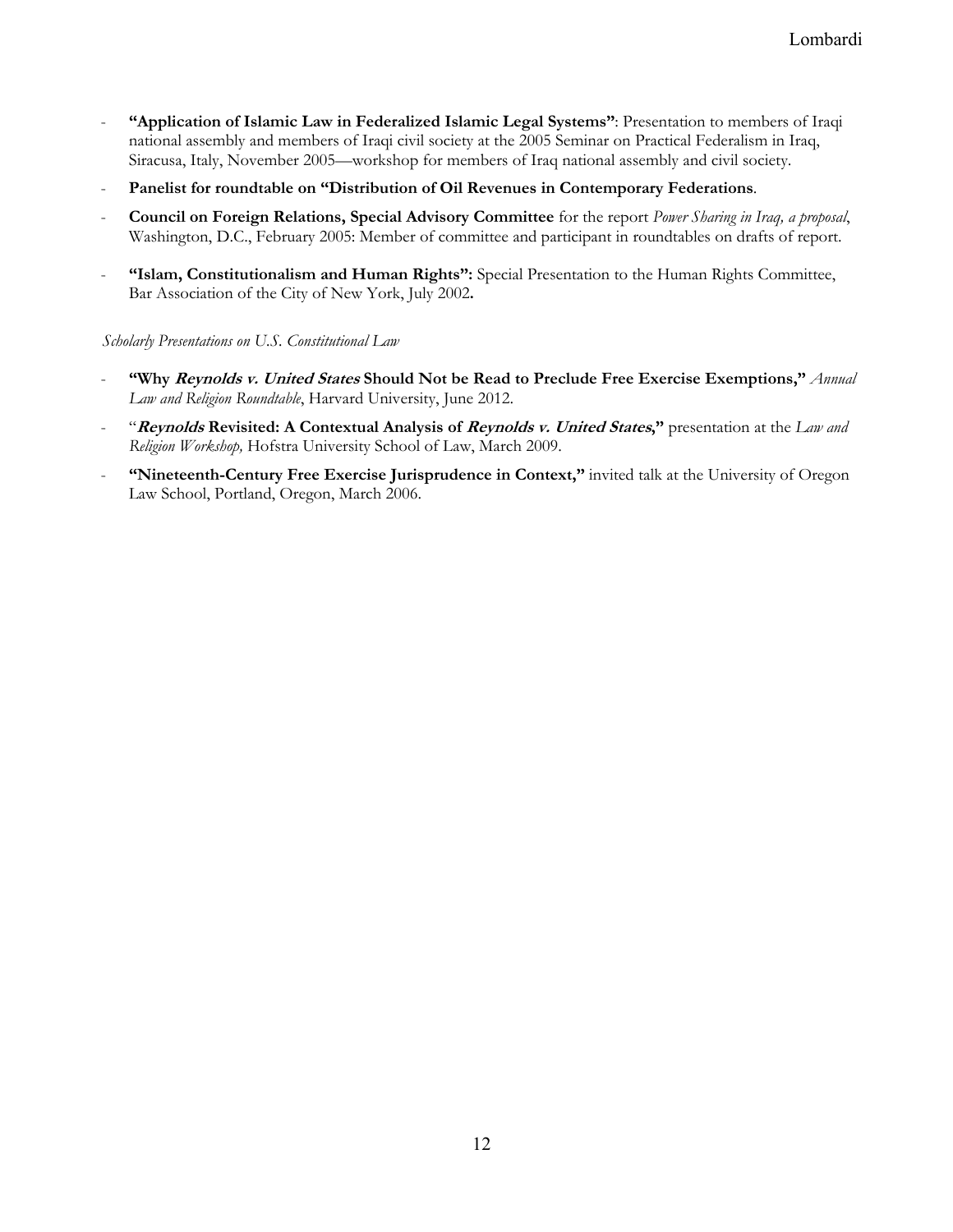- **"Application of Islamic Law in Federalized Islamic Legal Systems"**: Presentation to members of Iraqi national assembly and members of Iraqi civil society at the 2005 Seminar on Practical Federalism in Iraq, Siracusa, Italy, November 2005—workshop for members of Iraq national assembly and civil society.
- **Panelist for roundtable on "Distribution of Oil Revenues in Contemporary Federations**.
- **Council on Foreign Relations, Special Advisory Committee** for the report *Power Sharing in Iraq, a proposal*, Washington, D.C., February 2005: Member of committee and participant in roundtables on drafts of report.
- **"Islam, Constitutionalism and Human Rights":** Special Presentation to the Human Rights Committee, Bar Association of the City of New York, July 2002**.**

*Scholarly Presentations on U.S. Constitutional Law*

- **"Why *Reynolds v. United States* Should Not be Read to Preclude Free Exercise Exemptions,"** *Annual Law and Religion Roundtable*, Harvard University, June 2012.
- "***Reynolds* Revisited: A Contextual Analysis of *Reynolds v. United States*,"** presentation at the *Law and Religion Workshop,* Hofstra University School of Law, March 2009.
- **"Nineteenth-Century Free Exercise Jurisprudence in Context,"** invited talk at the University of Oregon Law School, Portland, Oregon, March 2006.